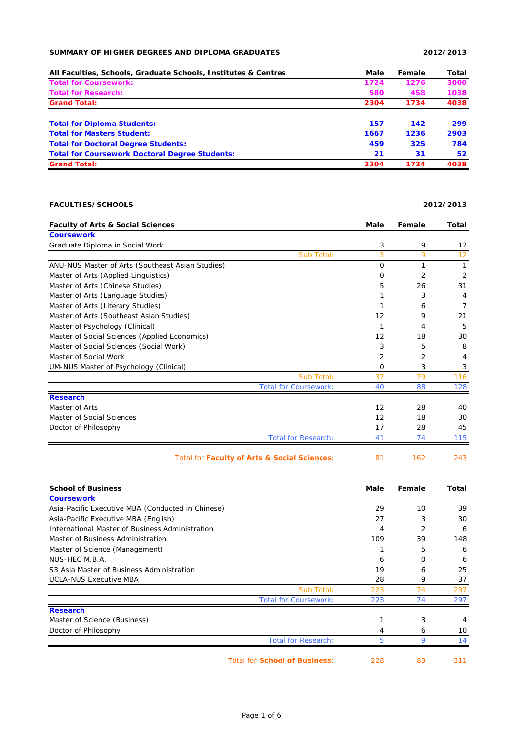## SUMMARY OF HIGHER DEGREES AND DIPLOMA GRADUATES

**2012/2013**

| All Faculties, Schools, Graduate Schools, Institutes & Centres | Male | Female | Total |
|---|---|---|---|
| **Total for Coursework:** | **1724** | **1276** | **3000** |
| **Total for Research:** | **580** | **458** | **1038** |
| **Grand Total:** | **2304** | **1734** | **4038** |
| | | | |
| **Total for Diploma Students:** | **157** | **142** | **299** |
| **Total for Masters Student:** | **1667** | **1236** | **2903** |
| **Total for Doctoral Degree Students:** | **459** | **325** | **784** |
| **Total for Coursework Doctoral Degree Students:** | **21** | **31** | **52** |
| **Grand Total:** | **2304** | **1734** | **4038** |

## FACULTIES/SCHOOLS

**2012/2013**

| Faculty of Arts & Social Sciences | Male | Female | Total |
|---|---|---|---|
| **Coursework** | | | |
| Graduate Diploma in Social Work | 3 | 9 | 12 |
| Sub Total: | 3 | 9 | 12 |
| ANU-NUS Master of Arts (Southeast Asian Studies) | 0 | 1 | 1 |
| Master of Arts (Applied Linguistics) | 0 | 2 | 2 |
| Master of Arts (Chinese Studies) | 5 | 26 | 31 |
| Master of Arts (Language Studies) | 1 | 3 | 4 |
| Master of Arts (Literary Studies) | 1 | 6 | 7 |
| Master of Arts (Southeast Asian Studies) | 12 | 9 | 21 |
| Master of Psychology (Clinical) | 1 | 4 | 5 |
| Master of Social Sciences (Applied Economics) | 12 | 18 | 30 |
| Master of Social Sciences (Social Work) | 3 | 5 | 8 |
| Master of Social Work | 2 | 2 | 4 |
| UM-NUS Master of Psychology (Clinical) | 0 | 3 | 3 |
| Sub Total: | 37 | 79 | 116 |
| Total for Coursework: | 40 | 88 | 128 |
| **Research** | | | |
| Master of Arts | 12 | 28 | 40 |
| Master of Social Sciences | 12 | 18 | 30 |
| Doctor of Philosophy | 17 | 28 | 45 |
| Total for Research: | 41 | 74 | 115 |
| Total for **Faculty of Arts & Social Sciences**: | 81 | 162 | 243 |

| School of Business | Male | Female | Total |
|---|---|---|---|
| **Coursework** | | | |
| Asia-Pacific Executive MBA (Conducted in Chinese) | 29 | 10 | 39 |
| Asia-Pacific Executive MBA (English) | 27 | 3 | 30 |
| International Master of Business Administration | 4 | 2 | 6 |
| Master of Business Administration | 109 | 39 | 148 |
| Master of Science (Management) | 1 | 5 | 6 |
| NUS-HEC M.B.A. | 6 | 0 | 6 |
| S3 Asia Master of Business Administration | 19 | 6 | 25 |
| UCLA-NUS Executive MBA | 28 | 9 | 37 |
| Sub Total: | 223 | 74 | 297 |
| Total for Coursework: | 223 | 74 | 297 |
| **Research** | | | |
| Master of Science (Business) | 1 | 3 | 4 |
| Doctor of Philosophy | 4 | 6 | 10 |
| Total for Research: | 5 | 9 | 14 |
| Total for **School of Business**: | 228 | 83 | 311 |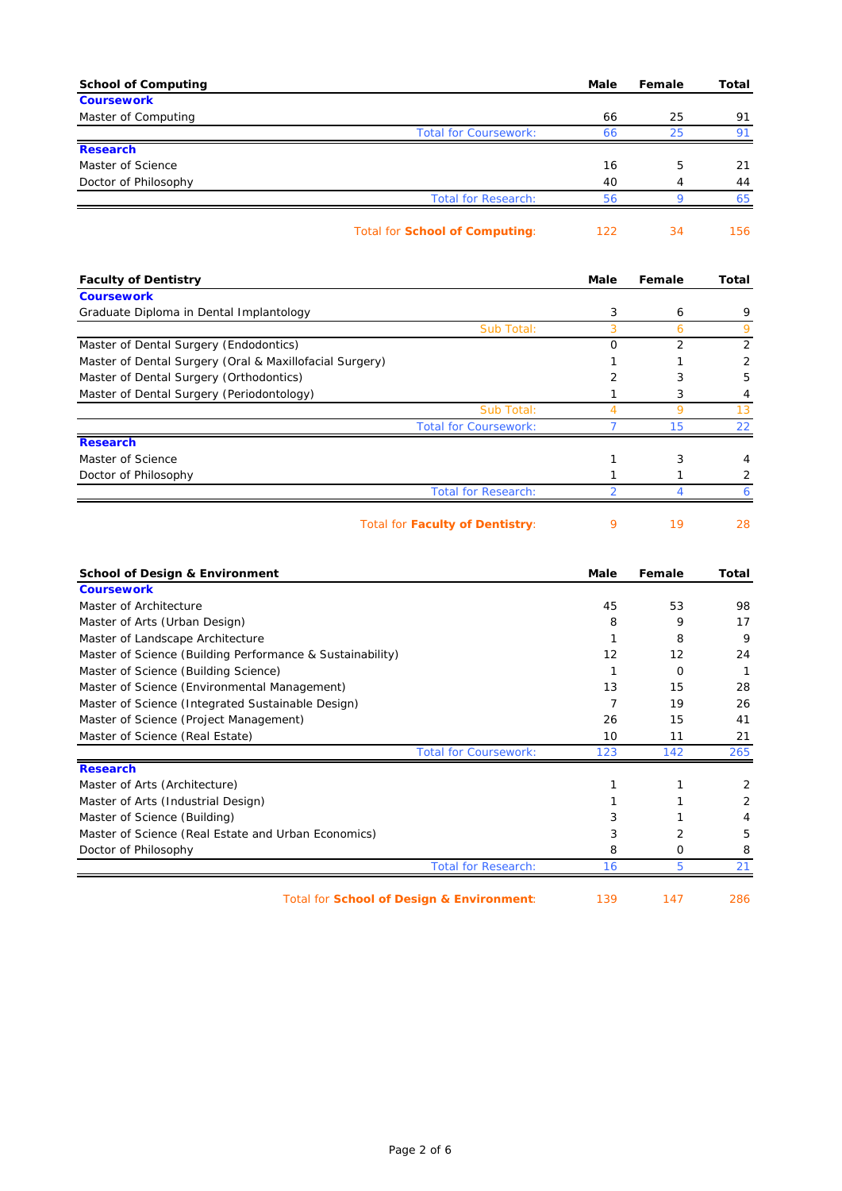| School of Computing | Male | Female | Total |
|---|---|---|---|
| **Coursework** | | | |
| Master of Computing | 66 | 25 | 91 |
| Total for Coursework: | 66 | 25 | 91 |
| **Research** | | | |
| Master of Science | 16 | 5 | 21 |
| Doctor of Philosophy | 40 | 4 | 44 |
| Total for Research: | 56 | 9 | 65 |
| Total for **School of Computing**: | 122 | 34 | 156 |

| Faculty of Dentistry | Male | Female | Total |
|---|---|---|---|
| **Coursework** | | | |
| Graduate Diploma in Dental Implantology | 3 | 6 | 9 |
| Sub Total: | 3 | 6 | 9 |
| Master of Dental Surgery (Endodontics) | 0 | 2 | 2 |
| Master of Dental Surgery (Oral & Maxillofacial Surgery) | 1 | 1 | 2 |
| Master of Dental Surgery (Orthodontics) | 2 | 3 | 5 |
| Master of Dental Surgery (Periodontology) | 1 | 3 | 4 |
| Sub Total: | 4 | 9 | 13 |
| Total for Coursework: | 7 | 15 | 22 |
| **Research** | | | |
| Master of Science | 1 | 3 | 4 |
| Doctor of Philosophy | 1 | 1 | 2 |
| Total for Research: | 2 | 4 | 6 |
| Total for **Faculty of Dentistry**: | 9 | 19 | 28 |

| School of Design & Environment | Male | Female | Total |
|---|---|---|---|
| **Coursework** | | | |
| Master of Architecture | 45 | 53 | 98 |
| Master of Arts (Urban Design) | 8 | 9 | 17 |
| Master of Landscape Architecture | 1 | 8 | 9 |
| Master of Science (Building Performance & Sustainability) | 12 | 12 | 24 |
| Master of Science (Building Science) | 1 | 0 | 1 |
| Master of Science (Environmental Management) | 13 | 15 | 28 |
| Master of Science (Integrated Sustainable Design) | 7 | 19 | 26 |
| Master of Science (Project Management) | 26 | 15 | 41 |
| Master of Science (Real Estate) | 10 | 11 | 21 |
| Total for Coursework: | 123 | 142 | 265 |
| **Research** | | | |
| Master of Arts (Architecture) | 1 | 1 | 2 |
| Master of Arts (Industrial Design) | 1 | 1 | 2 |
| Master of Science (Building) | 3 | 1 | 4 |
| Master of Science (Real Estate and Urban Economics) | 3 | 2 | 5 |
| Doctor of Philosophy | 8 | 0 | 8 |
| Total for Research: | 16 | 5 | 21 |
| Total for **School of Design & Environment**: | 139 | 147 | 286 |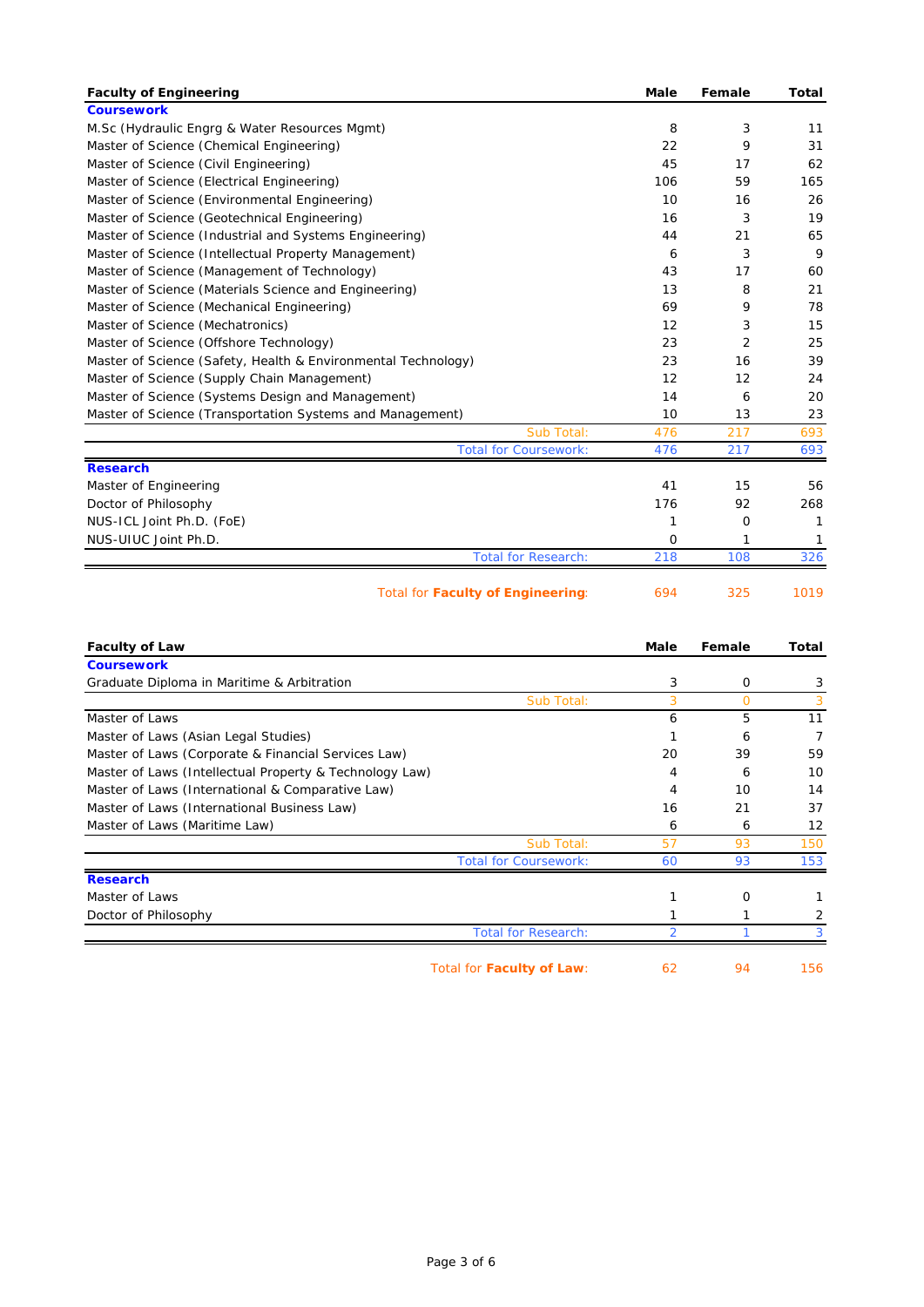| Faculty of Engineering | Male | Female | Total |
|---|---|---|---|
| **Coursework** | | | |
| M.Sc (Hydraulic Engrg & Water Resources Mgmt) | 8 | 3 | 11 |
| Master of Science (Chemical Engineering) | 22 | 9 | 31 |
| Master of Science (Civil Engineering) | 45 | 17 | 62 |
| Master of Science (Electrical Engineering) | 106 | 59 | 165 |
| Master of Science (Environmental Engineering) | 10 | 16 | 26 |
| Master of Science (Geotechnical Engineering) | 16 | 3 | 19 |
| Master of Science (Industrial and Systems Engineering) | 44 | 21 | 65 |
| Master of Science (Intellectual Property Management) | 6 | 3 | 9 |
| Master of Science (Management of Technology) | 43 | 17 | 60 |
| Master of Science (Materials Science and Engineering) | 13 | 8 | 21 |
| Master of Science (Mechanical Engineering) | 69 | 9 | 78 |
| Master of Science (Mechatronics) | 12 | 3 | 15 |
| Master of Science (Offshore Technology) | 23 | 2 | 25 |
| Master of Science (Safety, Health & Environmental Technology) | 23 | 16 | 39 |
| Master of Science (Supply Chain Management) | 12 | 12 | 24 |
| Master of Science (Systems Design and Management) | 14 | 6 | 20 |
| Master of Science (Transportation Systems and Management) | 10 | 13 | 23 |
| Sub Total: | 476 | 217 | 693 |
| Total for Coursework: | 476 | 217 | 693 |
| **Research** | | | |
| Master of Engineering | 41 | 15 | 56 |
| Doctor of Philosophy | 176 | 92 | 268 |
| NUS-ICL Joint Ph.D. (FoE) | 1 | 0 | 1 |
| NUS-UIUC Joint Ph.D. | 0 | 1 | 1 |
| Total for Research: | 218 | 108 | 326 |
| Total for **Faculty of Engineering**: | 694 | 325 | 1019 |

| Faculty of Law | Male | Female | Total |
|---|---|---|---|
| **Coursework** | | | |
| Graduate Diploma in Maritime & Arbitration | 3 | 0 | 3 |
| Sub Total: | 3 | 0 | 3 |
| Master of Laws | 6 | 5 | 11 |
| Master of Laws (Asian Legal Studies) | 1 | 6 | 7 |
| Master of Laws (Corporate & Financial Services Law) | 20 | 39 | 59 |
| Master of Laws (Intellectual Property & Technology Law) | 4 | 6 | 10 |
| Master of Laws (International & Comparative Law) | 4 | 10 | 14 |
| Master of Laws (International Business Law) | 16 | 21 | 37 |
| Master of Laws (Maritime Law) | 6 | 6 | 12 |
| Sub Total: | 57 | 93 | 150 |
| Total for Coursework: | 60 | 93 | 153 |
| **Research** | | | |
| Master of Laws | 1 | 0 | 1 |
| Doctor of Philosophy | 1 | 1 | 2 |
| Total for Research: | 2 | 1 | 3 |
| Total for **Faculty of Law**: | 62 | 94 | 156 |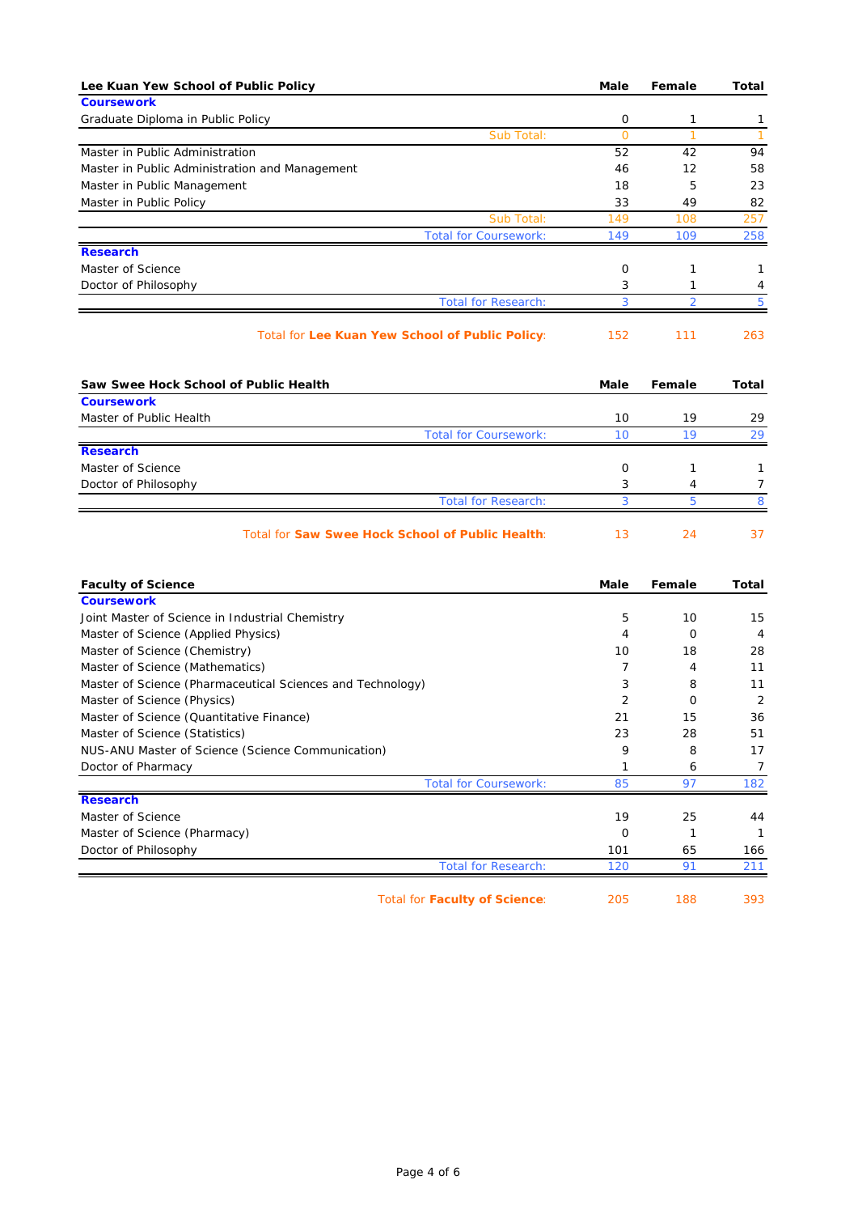| Lee Kuan Yew School of Public Policy | Male | Female | Total |
|---|---|---|---|
| **Coursework** | | | |
| Graduate Diploma in Public Policy | 0 | 1 | 1 |
| Sub Total: | 0 | 1 | 1 |
| Master in Public Administration | 52 | 42 | 94 |
| Master in Public Administration and Management | 46 | 12 | 58 |
| Master in Public Management | 18 | 5 | 23 |
| Master in Public Policy | 33 | 49 | 82 |
| Sub Total: | 149 | 108 | 257 |
| Total for Coursework: | 149 | 109 | 258 |
| **Research** | | | |
| Master of Science | 0 | 1 | 1 |
| Doctor of Philosophy | 3 | 1 | 4 |
| Total for Research: | 3 | 2 | 5 |
| Total for **Lee Kuan Yew School of Public Policy**: | 152 | 111 | 263 |

| Saw Swee Hock School of Public Health | Male | Female | Total |
|---|---|---|---|
| **Coursework** | | | |
| Master of Public Health | 10 | 19 | 29 |
| Total for Coursework: | 10 | 19 | 29 |
| **Research** | | | |
| Master of Science | 0 | 1 | 1 |
| Doctor of Philosophy | 3 | 4 | 7 |
| Total for Research: | 3 | 5 | 8 |
| Total for **Saw Swee Hock School of Public Health**: | 13 | 24 | 37 |

| Faculty of Science | Male | Female | Total |
|---|---|---|---|
| **Coursework** | | | |
| Joint Master of Science in Industrial Chemistry | 5 | 10 | 15 |
| Master of Science (Applied Physics) | 4 | 0 | 4 |
| Master of Science (Chemistry) | 10 | 18 | 28 |
| Master of Science (Mathematics) | 7 | 4 | 11 |
| Master of Science (Pharmaceutical Sciences and Technology) | 3 | 8 | 11 |
| Master of Science (Physics) | 2 | 0 | 2 |
| Master of Science (Quantitative Finance) | 21 | 15 | 36 |
| Master of Science (Statistics) | 23 | 28 | 51 |
| NUS-ANU Master of Science (Science Communication) | 9 | 8 | 17 |
| Doctor of Pharmacy | 1 | 6 | 7 |
| Total for Coursework: | 85 | 97 | 182 |
| **Research** | | | |
| Master of Science | 19 | 25 | 44 |
| Master of Science (Pharmacy) | 0 | 1 | 1 |
| Doctor of Philosophy | 101 | 65 | 166 |
| Total for Research: | 120 | 91 | 211 |
| Total for **Faculty of Science**: | 205 | 188 | 393 |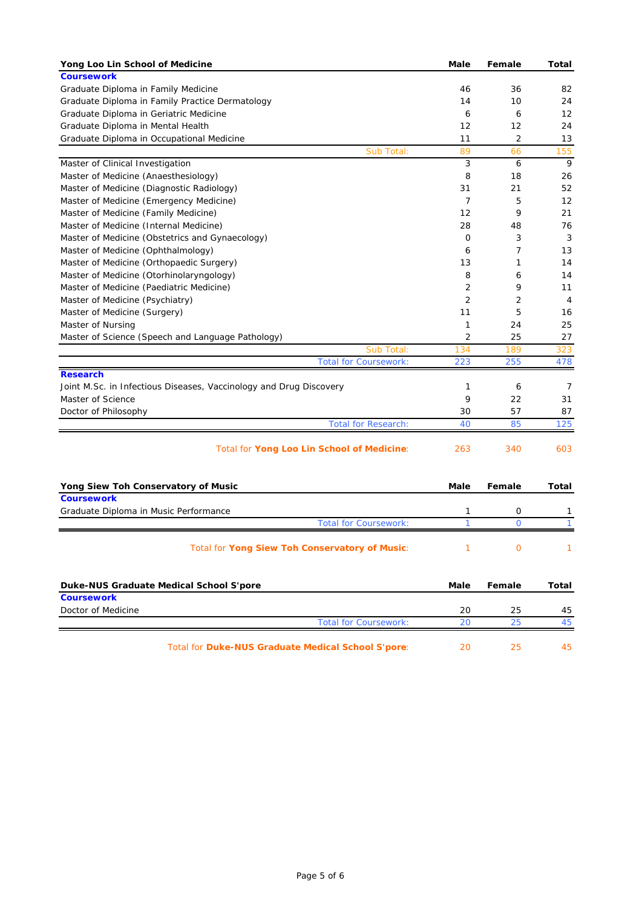| Yong Loo Lin School of Medicine | Male | Female | Total |
|---|---|---|---|
| **Coursework** | | | |
| Graduate Diploma in Family Medicine | 46 | 36 | 82 |
| Graduate Diploma in Family Practice Dermatology | 14 | 10 | 24 |
| Graduate Diploma in Geriatric Medicine | 6 | 6 | 12 |
| Graduate Diploma in Mental Health | 12 | 12 | 24 |
| Graduate Diploma in Occupational Medicine | 11 | 2 | 13 |
| Sub Total: | 89 | 66 | 155 |
| Master of Clinical Investigation | 3 | 6 | 9 |
| Master of Medicine (Anaesthesiology) | 8 | 18 | 26 |
| Master of Medicine (Diagnostic Radiology) | 31 | 21 | 52 |
| Master of Medicine (Emergency Medicine) | 7 | 5 | 12 |
| Master of Medicine (Family Medicine) | 12 | 9 | 21 |
| Master of Medicine (Internal Medicine) | 28 | 48 | 76 |
| Master of Medicine (Obstetrics and Gynaecology) | 0 | 3 | 3 |
| Master of Medicine (Ophthalmology) | 6 | 7 | 13 |
| Master of Medicine (Orthopaedic Surgery) | 13 | 1 | 14 |
| Master of Medicine (Otorhinolaryngology) | 8 | 6 | 14 |
| Master of Medicine (Paediatric Medicine) | 2 | 9 | 11 |
| Master of Medicine (Psychiatry) | 2 | 2 | 4 |
| Master of Medicine (Surgery) | 11 | 5 | 16 |
| Master of Nursing | 1 | 24 | 25 |
| Master of Science (Speech and Language Pathology) | 2 | 25 | 27 |
| Sub Total: | 134 | 189 | 323 |
| Total for Coursework: | 223 | 255 | 478 |
| **Research** | | | |
| Joint M.Sc. in Infectious Diseases, Vaccinology and Drug Discovery | 1 | 6 | 7 |
| Master of Science | 9 | 22 | 31 |
| Doctor of Philosophy | 30 | 57 | 87 |
| Total for Research: | 40 | 85 | 125 |
| Total for **Yong Loo Lin School of Medicine**: | 263 | 340 | 603 |

| Yong Siew Toh Conservatory of Music | Male | Female | Total |
|---|---|---|---|
| **Coursework** | | | |
| Graduate Diploma in Music Performance | 1 | 0 | 1 |
| Total for Coursework: | 1 | 0 | 1 |
| Total for **Yong Siew Toh Conservatory of Music**: | 1 | 0 | 1 |

| Duke-NUS Graduate Medical School S'pore | Male | Female | Total |
|---|---|---|---|
| **Coursework** | | | |
| Doctor of Medicine | 20 | 25 | 45 |
| Total for Coursework: | 20 | 25 | 45 |
| Total for **Duke-NUS Graduate Medical School S'pore**: | 20 | 25 | 45 |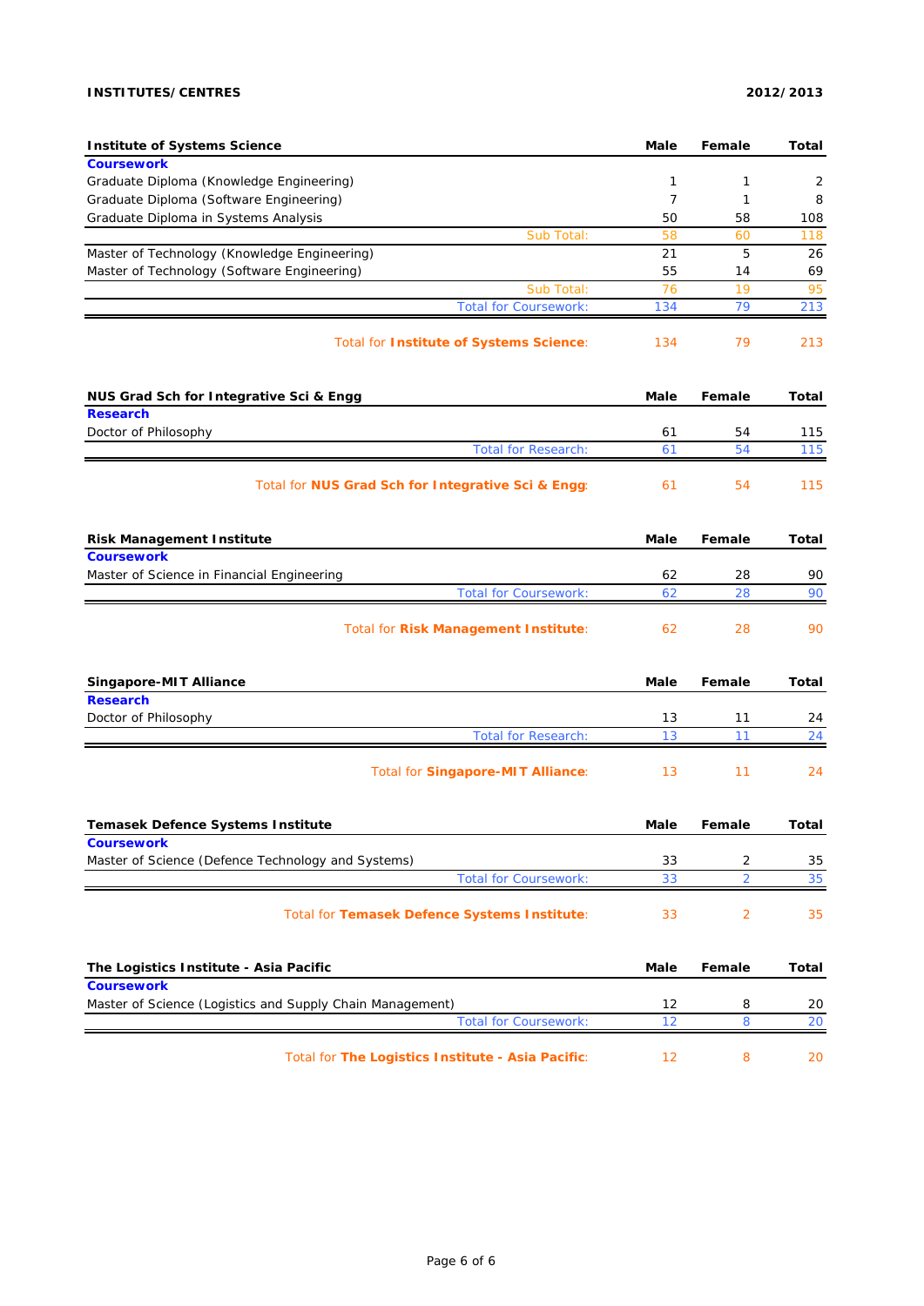**INSTITUTES/CENTRES** **2012/2013**

| Institute of Systems Science | Male | Female | Total |
|---|---|---|---|
| **Coursework** | | | |
| Graduate Diploma (Knowledge Engineering) | 1 | 1 | 2 |
| Graduate Diploma (Software Engineering) | 7 | 1 | 8 |
| Graduate Diploma in Systems Analysis | 50 | 58 | 108 |
| Sub Total: | 58 | 60 | 118 |
| Master of Technology (Knowledge Engineering) | 21 | 5 | 26 |
| Master of Technology (Software Engineering) | 55 | 14 | 69 |
| Sub Total: | 76 | 19 | 95 |
| Total for Coursework: | 134 | 79 | 213 |
| Total for **Institute of Systems Science**: | 134 | 79 | 213 |

| NUS Grad Sch for Integrative Sci & Engg | Male | Female | Total |
|---|---|---|---|
| **Research** | | | |
| Doctor of Philosophy | 61 | 54 | 115 |
| Total for Research: | 61 | 54 | 115 |
| Total for **NUS Grad Sch for Integrative Sci & Engg**: | 61 | 54 | 115 |

| Risk Management Institute | Male | Female | Total |
|---|---|---|---|
| **Coursework** | | | |
| Master of Science in Financial Engineering | 62 | 28 | 90 |
| Total for Coursework: | 62 | 28 | 90 |
| Total for **Risk Management Institute**: | 62 | 28 | 90 |

| Singapore-MIT Alliance | Male | Female | Total |
|---|---|---|---|
| **Research** | | | |
| Doctor of Philosophy | 13 | 11 | 24 |
| Total for Research: | 13 | 11 | 24 |
| Total for **Singapore-MIT Alliance**: | 13 | 11 | 24 |

| Temasek Defence Systems Institute | Male | Female | Total |
|---|---|---|---|
| **Coursework** | | | |
| Master of Science (Defence Technology and Systems) | 33 | 2 | 35 |
| Total for Coursework: | 33 | 2 | 35 |
| Total for **Temasek Defence Systems Institute**: | 33 | 2 | 35 |

| The Logistics Institute - Asia Pacific | Male | Female | Total |
|---|---|---|---|
| **Coursework** | | | |
| Master of Science (Logistics and Supply Chain Management) | 12 | 8 | 20 |
| Total for Coursework: | 12 | 8 | 20 |
| Total for **The Logistics Institute - Asia Pacific**: | 12 | 8 | 20 |